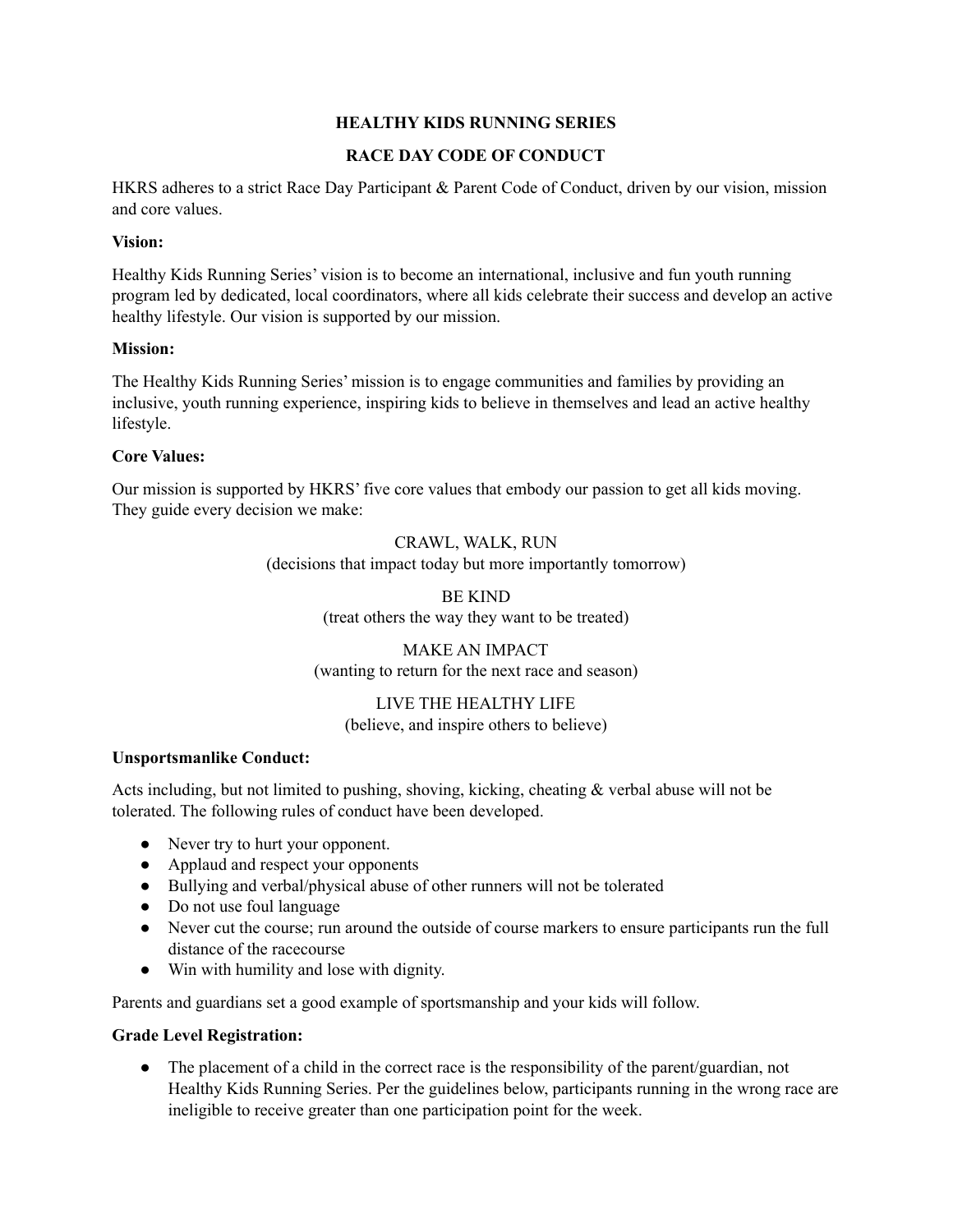# HEALTHY KIDS RUNNING SERIES

## RACE DAY CODE OF CONDUCT

HKRS adheres to a strict Race Day Participant & Parent Code of Conduct, driven by our vision, mission and core values.

**Vision:**

Healthy Kids Running Series' vision is to become an international, inclusive and fun youth running program led by dedicated, local coordinators, where all kids celebrate their success and develop an active healthy lifestyle. Our vision is supported by our mission.

**Mission:**

The Healthy Kids Running Series' mission is to engage communities and families by providing an inclusive, youth running experience, inspiring kids to believe in themselves and lead an active healthy lifestyle.

**Core Values:**

Our mission is supported by HKRS' five core values that embody our passion to get all kids moving. They guide every decision we make:

CRAWL, WALK, RUN
(decisions that impact today but more importantly tomorrow)

BE KIND
(treat others the way they want to be treated)

MAKE AN IMPACT
(wanting to return for the next race and season)

LIVE THE HEALTHY LIFE
(believe, and inspire others to believe)

**Unsportsmanlike Conduct:**

Acts including, but not limited to pushing, shoving, kicking, cheating & verbal abuse will not be tolerated. The following rules of conduct have been developed.

- Never try to hurt your opponent.
- Applaud and respect your opponents
- Bullying and verbal/physical abuse of other runners will not be tolerated
- Do not use foul language
- Never cut the course; run around the outside of course markers to ensure participants run the full distance of the racecourse
- Win with humility and lose with dignity.

Parents and guardians set a good example of sportsmanship and your kids will follow.

**Grade Level Registration:**

- The placement of a child in the correct race is the responsibility of the parent/guardian, not Healthy Kids Running Series. Per the guidelines below, participants running in the wrong race are ineligible to receive greater than one participation point for the week.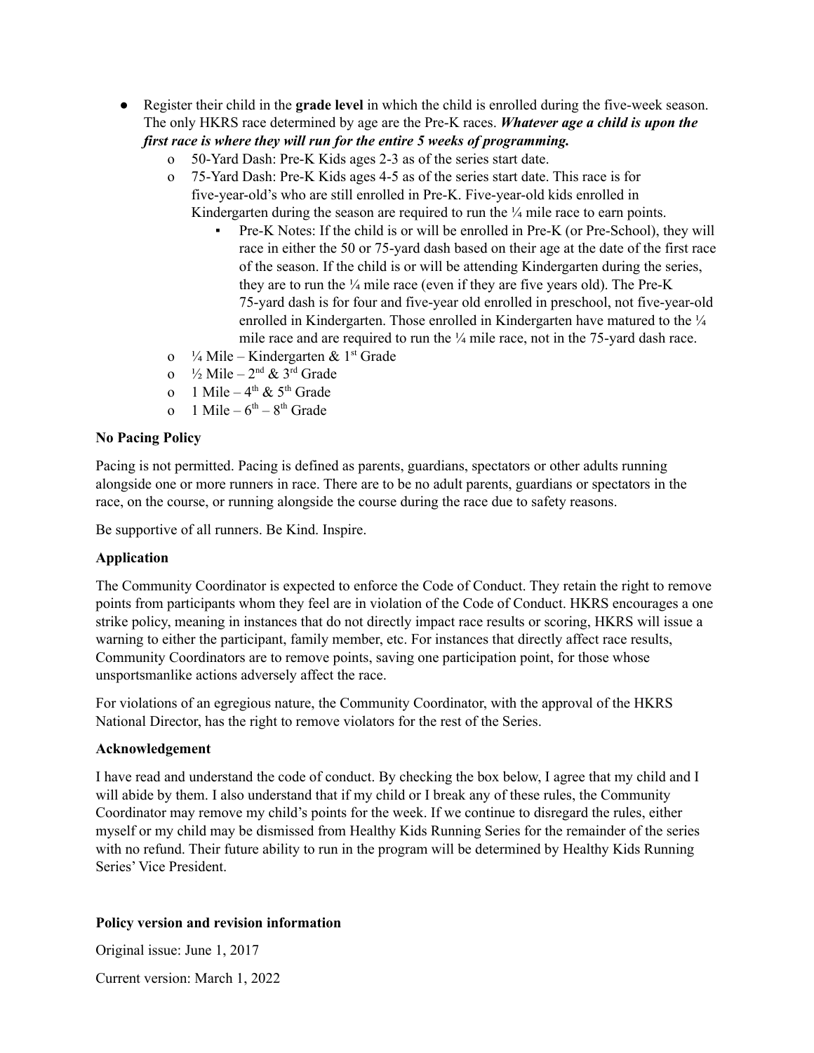- Register their child in the **grade level** in which the child is enrolled during the five-week season. The only HKRS race determined by age are the Pre-K races. ***Whatever age a child is upon the first race is where they will run for the entire 5 weeks of programming.***
  - 50-Yard Dash: Pre-K Kids ages 2-3 as of the series start date.
  - 75-Yard Dash: Pre-K Kids ages 4-5 as of the series start date. This race is for five-year-old's who are still enrolled in Pre-K. Five-year-old kids enrolled in Kindergarten during the season are required to run the ¼ mile race to earn points.
    - Pre-K Notes: If the child is or will be enrolled in Pre-K (or Pre-School), they will race in either the 50 or 75-yard dash based on their age at the date of the first race of the season. If the child is or will be attending Kindergarten during the series, they are to run the ¼ mile race (even if they are five years old). The Pre-K 75-yard dash is for four and five-year old enrolled in preschool, not five-year-old enrolled in Kindergarten. Those enrolled in Kindergarten have matured to the ¼ mile race and are required to run the ¼ mile race, not in the 75-yard dash race.
  - ¼ Mile – Kindergarten & 1st Grade
  - ½ Mile – 2nd & 3rd Grade
  - 1 Mile – 4th & 5th Grade
  - 1 Mile – 6th – 8th Grade

**No Pacing Policy**

Pacing is not permitted. Pacing is defined as parents, guardians, spectators or other adults running alongside one or more runners in race. There are to be no adult parents, guardians or spectators in the race, on the course, or running alongside the course during the race due to safety reasons.

Be supportive of all runners. Be Kind. Inspire.

**Application**

The Community Coordinator is expected to enforce the Code of Conduct. They retain the right to remove points from participants whom they feel are in violation of the Code of Conduct. HKRS encourages a one strike policy, meaning in instances that do not directly impact race results or scoring, HKRS will issue a warning to either the participant, family member, etc. For instances that directly affect race results, Community Coordinators are to remove points, saving one participation point, for those whose unsportsmanlike actions adversely affect the race.

For violations of an egregious nature, the Community Coordinator, with the approval of the HKRS National Director, has the right to remove violators for the rest of the Series.

**Acknowledgement**

I have read and understand the code of conduct. By checking the box below, I agree that my child and I will abide by them. I also understand that if my child or I break any of these rules, the Community Coordinator may remove my child's points for the week. If we continue to disregard the rules, either myself or my child may be dismissed from Healthy Kids Running Series for the remainder of the series with no refund. Their future ability to run in the program will be determined by Healthy Kids Running Series' Vice President.

**Policy version and revision information**

Original issue: June 1, 2017

Current version: March 1, 2022